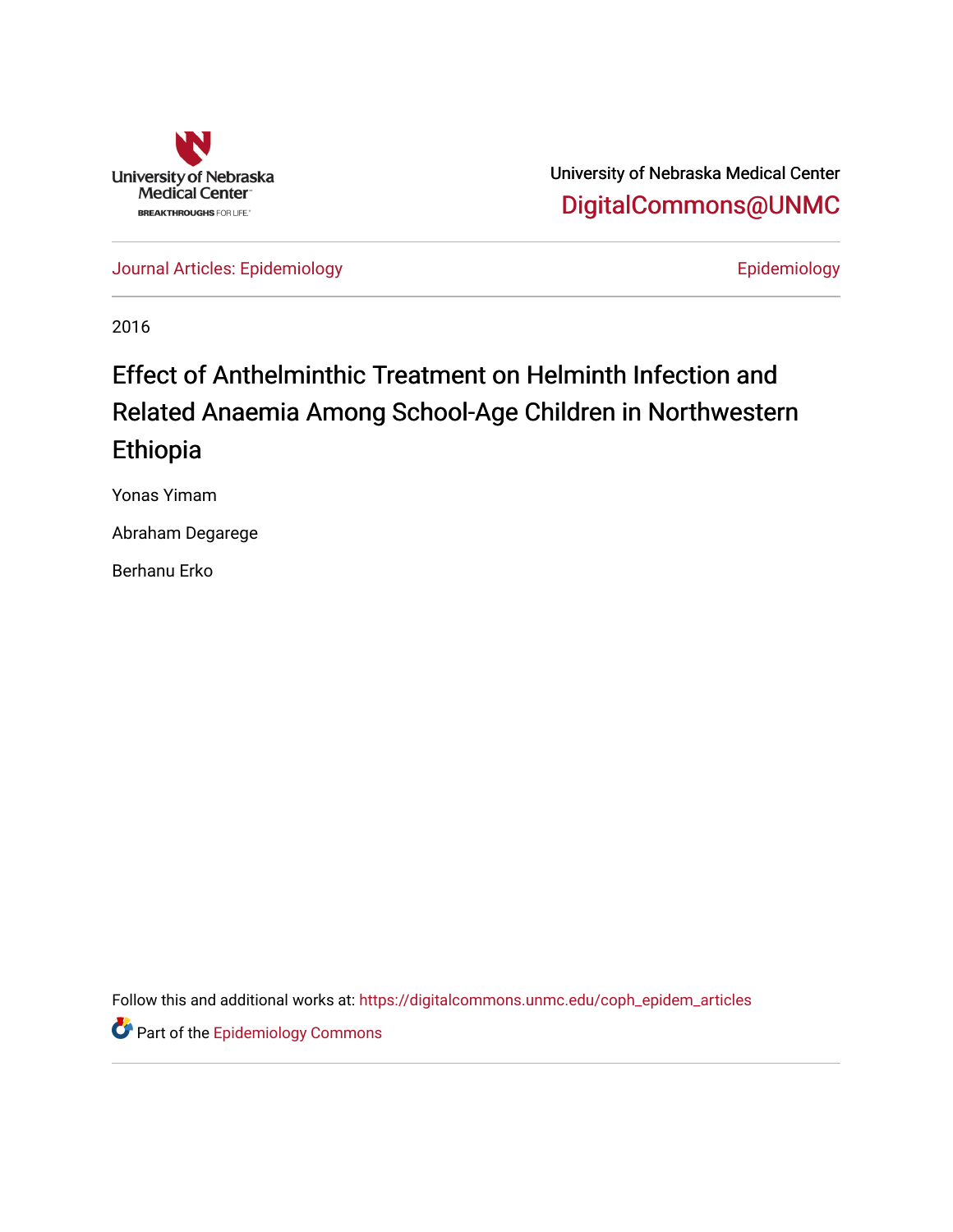University of Nebraska Medical Center

DigitalCommons@UNMC

Journal Articles: Epidemiology

Epidemiology

2016

# Effect of Anthelminthic Treatment on Helminth Infection and Related Anaemia Among School-Age Children in Northwestern Ethiopia

Yonas Yimam

Abraham Degarege

Berhanu Erko

Follow this and additional works at: https://digitalcommons.unmc.edu/coph_epidem_articles

Part of the Epidemiology Commons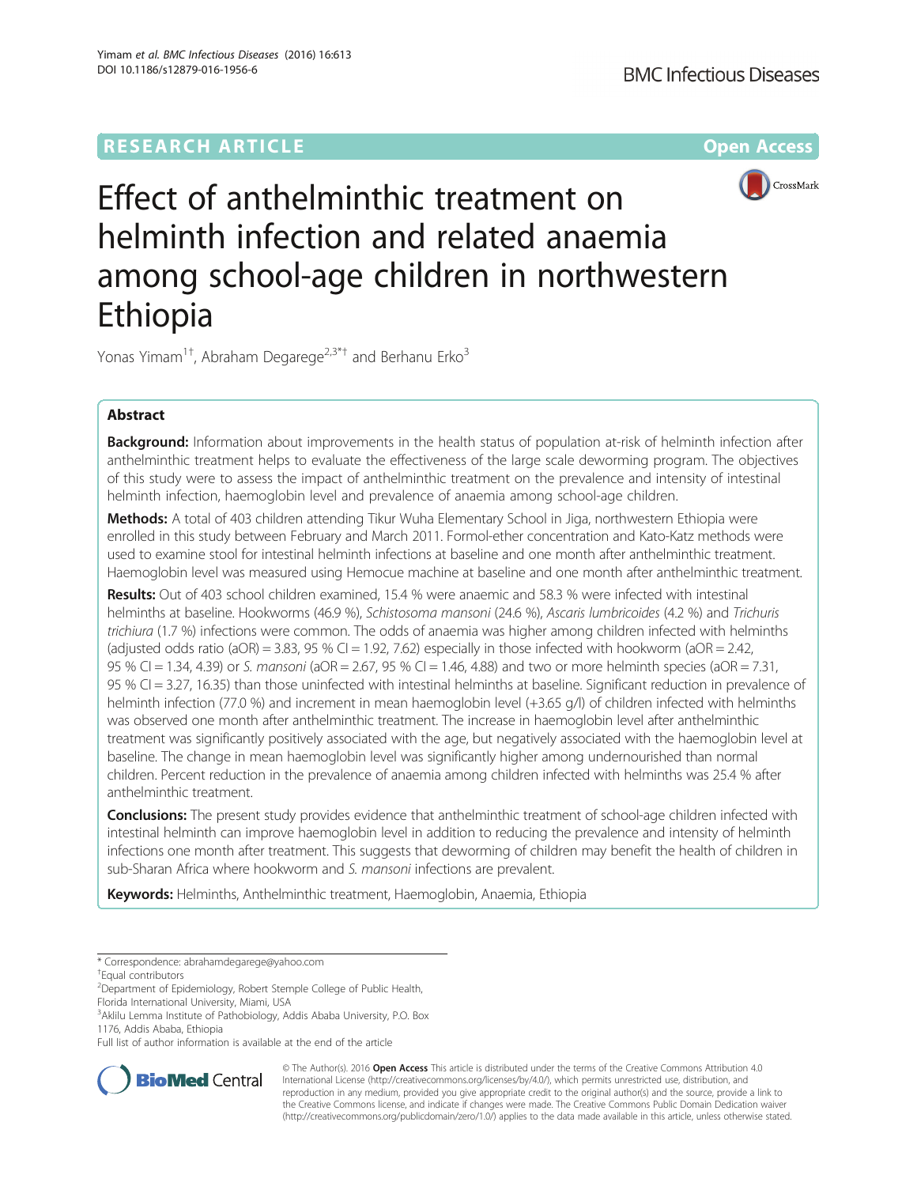# Effect of anthelminthic treatment on helminth infection and related anaemia among school-age children in northwestern Ethiopia

Yonas Yimam[1†], Abraham Degarege[2,3*†] and Berhanu Erko[3]

## Abstract

**Background:** Information about improvements in the health status of population at-risk of helminth infection after anthelminthic treatment helps to evaluate the effectiveness of the large scale deworming program. The objectives of this study were to assess the impact of anthelminthic treatment on the prevalence and intensity of intestinal helminth infection, haemoglobin level and prevalence of anaemia among school-age children.

**Methods:** A total of 403 children attending Tikur Wuha Elementary School in Jiga, northwestern Ethiopia were enrolled in this study between February and March 2011. Formol-ether concentration and Kato-Katz methods were used to examine stool for intestinal helminth infections at baseline and one month after anthelminthic treatment. Haemoglobin level was measured using Hemocue machine at baseline and one month after anthelminthic treatment.

**Results:** Out of 403 school children examined, 15.4 % were anaemic and 58.3 % were infected with intestinal helminths at baseline. Hookworms (46.9 %), *Schistosoma mansoni* (24.6 %), *Ascaris lumbricoides* (4.2 %) and *Trichuris trichiura* (1.7 %) infections were common. The odds of anaemia was higher among children infected with helminths (adjusted odds ratio (aOR) = 3.83, 95 % CI = 1.92, 7.62) especially in those infected with hookworm (aOR = 2.42, 95 % CI = 1.34, 4.39) or *S. mansoni* (aOR = 2.67, 95 % CI = 1.46, 4.88) and two or more helminth species (aOR = 7.31, 95 % CI = 3.27, 16.35) than those uninfected with intestinal helminths at baseline. Significant reduction in prevalence of helminth infection (77.0 %) and increment in mean haemoglobin level (+3.65 g/l) of children infected with helminths was observed one month after anthelminthic treatment. The increase in haemoglobin level after anthelminthic treatment was significantly positively associated with the age, but negatively associated with the haemoglobin level at baseline. The change in mean haemoglobin level was significantly higher among undernourished than normal children. Percent reduction in the prevalence of anaemia among children infected with helminths was 25.4 % after anthelminthic treatment.

**Conclusions:** The present study provides evidence that anthelminthic treatment of school-age children infected with intestinal helminth can improve haemoglobin level in addition to reducing the prevalence and intensity of helminth infections one month after treatment. This suggests that deworming of children may benefit the health of children in sub-Sharan Africa where hookworm and *S. mansoni* infections are prevalent.

**Keywords:** Helminths, Anthelminthic treatment, Haemoglobin, Anaemia, Ethiopia

---

\* Correspondence: abrahamdegarege@yahoo.com

† Equal contributors

[2] Department of Epidemiology, Robert Stemple College of Public Health, Florida International University, Miami, USA

[3] Aklilu Lemma Institute of Pathobiology, Addis Ababa University, P.O. Box 1176, Addis Ababa, Ethiopia

Full list of author information is available at the end of the article

© The Author(s). 2016 **Open Access** This article is distributed under the terms of the Creative Commons Attribution 4.0 International License (http://creativecommons.org/licenses/by/4.0/), which permits unrestricted use, distribution, and reproduction in any medium, provided you give appropriate credit to the original author(s) and the source, provide a link to the Creative Commons license, and indicate if changes were made. The Creative Commons Public Domain Dedication waiver (http://creativecommons.org/publicdomain/zero/1.0/) applies to the data made available in this article, unless otherwise stated.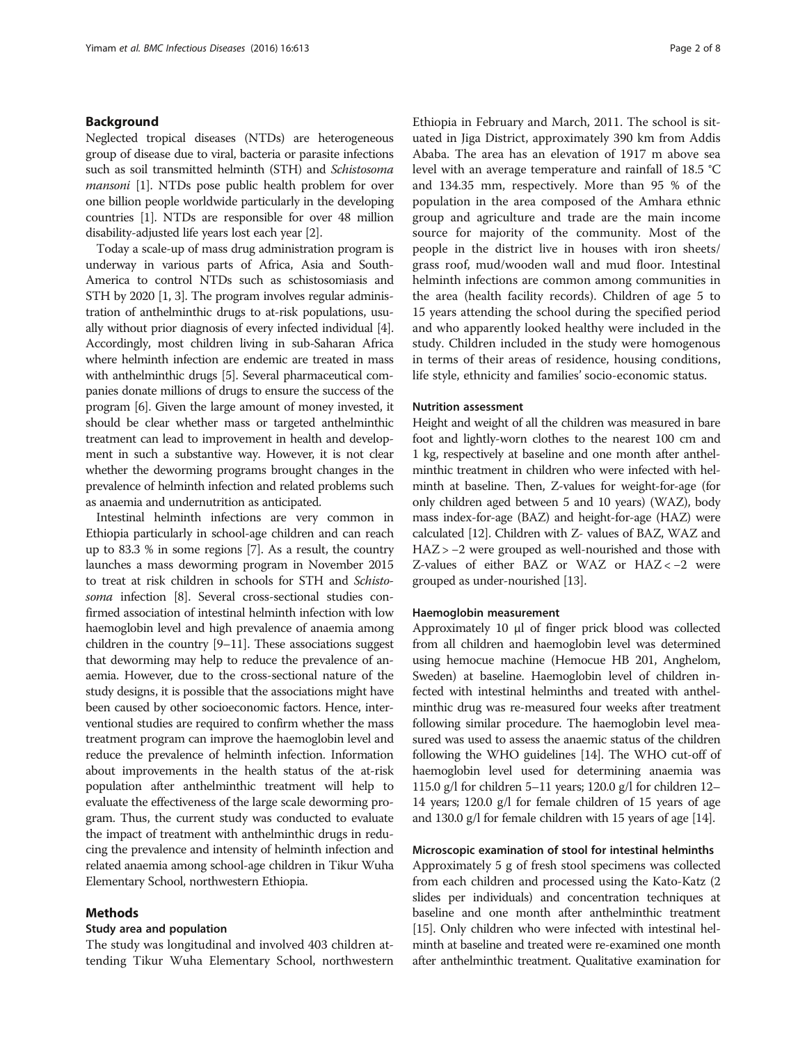## Background

Neglected tropical diseases (NTDs) are heterogeneous group of disease due to viral, bacteria or parasite infections such as soil transmitted helminth (STH) and *Schistosoma mansoni* [1]. NTDs pose public health problem for over one billion people worldwide particularly in the developing countries [1]. NTDs are responsible for over 48 million disability-adjusted life years lost each year [2].

Today a scale-up of mass drug administration program is underway in various parts of Africa, Asia and South-America to control NTDs such as schistosomiasis and STH by 2020 [1, 3]. The program involves regular administration of anthelminthic drugs to at-risk populations, usually without prior diagnosis of every infected individual [4]. Accordingly, most children living in sub-Saharan Africa where helminth infection are endemic are treated in mass with anthelminthic drugs [5]. Several pharmaceutical companies donate millions of drugs to ensure the success of the program [6]. Given the large amount of money invested, it should be clear whether mass or targeted anthelminthic treatment can lead to improvement in health and development in such a substantive way. However, it is not clear whether the deworming programs brought changes in the prevalence of helminth infection and related problems such as anaemia and undernutrition as anticipated.

Intestinal helminth infections are very common in Ethiopia particularly in school-age children and can reach up to 83.3 % in some regions [7]. As a result, the country launches a mass deworming program in November 2015 to treat at risk children in schools for STH and *Schistosoma* infection [8]. Several cross-sectional studies confirmed association of intestinal helminth infection with low haemoglobin level and high prevalence of anaemia among children in the country [9–11]. These associations suggest that deworming may help to reduce the prevalence of anaemia. However, due to the cross-sectional nature of the study designs, it is possible that the associations might have been caused by other socioeconomic factors. Hence, interventional studies are required to confirm whether the mass treatment program can improve the haemoglobin level and reduce the prevalence of helminth infection. Information about improvements in the health status of the at-risk population after anthelminthic treatment will help to evaluate the effectiveness of the large scale deworming program. Thus, the current study was conducted to evaluate the impact of treatment with anthelminthic drugs in reducing the prevalence and intensity of helminth infection and related anaemia among school-age children in Tikur Wuha Elementary School, northwestern Ethiopia.

## Methods

### Study area and population

The study was longitudinal and involved 403 children attending Tikur Wuha Elementary School, northwestern Ethiopia in February and March, 2011. The school is situated in Jiga District, approximately 390 km from Addis Ababa. The area has an elevation of 1917 m above sea level with an average temperature and rainfall of 18.5 °C and 134.35 mm, respectively. More than 95 % of the population in the area composed of the Amhara ethnic group and agriculture and trade are the main income source for majority of the community. Most of the people in the district live in houses with iron sheets/grass roof, mud/wooden wall and mud floor. Intestinal helminth infections are common among communities in the area (health facility records). Children of age 5 to 15 years attending the school during the specified period and who apparently looked healthy were included in the study. Children included in the study were homogenous in terms of their areas of residence, housing conditions, life style, ethnicity and families' socio-economic status.

### Nutrition assessment

Height and weight of all the children was measured in bare foot and lightly-worn clothes to the nearest 100 cm and 1 kg, respectively at baseline and one month after anthelminthic treatment in children who were infected with helminth at baseline. Then, Z-values for weight-for-age (for only children aged between 5 and 10 years) (WAZ), body mass index-for-age (BAZ) and height-for-age (HAZ) were calculated [12]. Children with Z- values of BAZ, WAZ and HAZ > −2 were grouped as well-nourished and those with Z-values of either BAZ or WAZ or HAZ < −2 were grouped as under-nourished [13].

### Haemoglobin measurement

Approximately 10 μl of finger prick blood was collected from all children and haemoglobin level was determined using hemocue machine (Hemocue HB 201, Anghelom, Sweden) at baseline. Haemoglobin level of children infected with intestinal helminths and treated with anthelminthic drug was re-measured four weeks after treatment following similar procedure. The haemoglobin level measured was used to assess the anaemic status of the children following the WHO guidelines [14]. The WHO cut-off of haemoglobin level used for determining anaemia was 115.0 g/l for children 5–11 years; 120.0 g/l for children 12–14 years; 120.0 g/l for female children of 15 years of age and 130.0 g/l for female children with 15 years of age [14].

### Microscopic examination of stool for intestinal helminths

Approximately 5 g of fresh stool specimens was collected from each children and processed using the Kato-Katz (2 slides per individuals) and concentration techniques at baseline and one month after anthelminthic treatment [15]. Only children who were infected with intestinal helminth at baseline and treated were re-examined one month after anthelminthic treatment. Qualitative examination for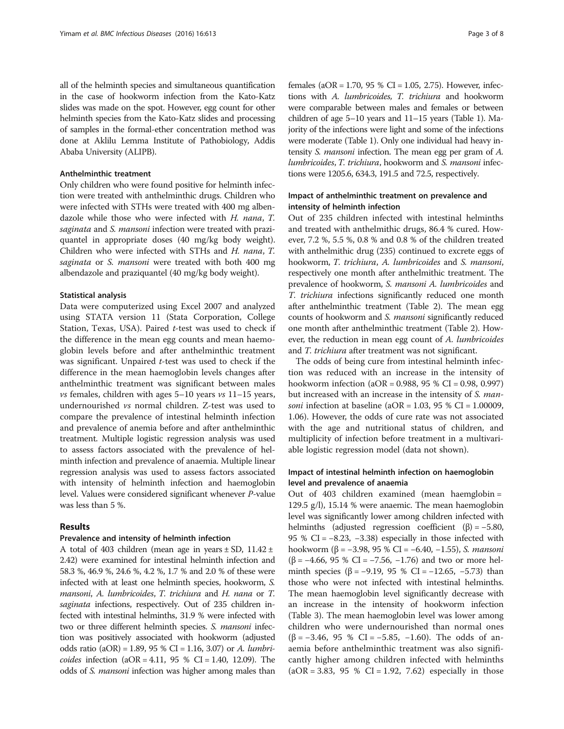all of the helminth species and simultaneous quantification in the case of hookworm infection from the Kato-Katz slides was made on the spot. However, egg count for other helminth species from the Kato-Katz slides and processing of samples in the formal-ether concentration method was done at Aklilu Lemma Institute of Pathobiology, Addis Ababa University (ALIPB).

#### Anthelminthic treatment

Only children who were found positive for helminth infection were treated with anthelminthic drugs. Children who were infected with STHs were treated with 400 mg albendazole while those who were infected with *H. nana*, *T. saginata* and *S. mansoni* infection were treated with praziquantel in appropriate doses (40 mg/kg body weight). Children who were infected with STHs and *H. nana*, *T. saginata* or *S. mansoni* were treated with both 400 mg albendazole and praziquantel (40 mg/kg body weight).

#### Statistical analysis

Data were computerized using Excel 2007 and analyzed using STATA version 11 (Stata Corporation, College Station, Texas, USA). Paired *t*-test was used to check if the difference in the mean egg counts and mean haemoglobin levels before and after anthelminthic treatment was significant. Unpaired *t*-test was used to check if the difference in the mean haemoglobin levels changes after anthelminthic treatment was significant between males *vs* females, children with ages 5–10 years *vs* 11–15 years, undernourished *vs* normal children. Z-test was used to compare the prevalence of intestinal helminth infection and prevalence of anemia before and after anthelminthic treatment. Multiple logistic regression analysis was used to assess factors associated with the prevalence of helminth infection and prevalence of anaemia. Multiple linear regression analysis was used to assess factors associated with intensity of helminth infection and haemoglobin level. Values were considered significant whenever *P*-value was less than 5 %.

## Results

#### Prevalence and intensity of helminth infection

A total of 403 children (mean age in years ± SD, 11.42 ± 2.42) were examined for intestinal helminth infection and 58.3 %, 46.9 %, 24.6 %, 4.2 %, 1.7 % and 2.0 % of these were infected with at least one helminth species, hookworm, *S. mansoni*, *A. lumbricoides*, *T. trichiura* and *H. nana* or *T. saginata* infections, respectively. Out of 235 children infected with intestinal helminths, 31.9 % were infected with two or three different helminth species. *S. mansoni* infection was positively associated with hookworm (adjusted odds ratio) (aOR) = 1.89, 95 % CI = 1.16, 3.07) or *A. lumbricoides* infection (aOR = 4.11, 95 % CI = 1.40, 12.09). The odds of *S. mansoni* infection was higher among males than females (aOR = 1.70, 95 % CI = 1.05, 2.75). However, infections with *A. lumbricoides, T. trichiura* and hookworm were comparable between males and females or between children of age 5–10 years and 11–15 years (Table 1). Majority of the infections were light and some of the infections were moderate (Table 1). Only one individual had heavy intensity *S. mansoni* infection. The mean egg per gram of *A. lumbricoides*, *T. trichiura*, hookworm and *S. mansoni* infections were 1205.6, 634.3, 191.5 and 72.5, respectively.

#### Impact of anthelminthic treatment on prevalence and intensity of helminth infection

Out of 235 children infected with intestinal helminths and treated with anthelmithic drugs, 86.4 % cured. However, 7.2 %, 5.5 %, 0.8 % and 0.8 % of the children treated with anthelmithic drug (235) continued to excrete eggs of hookworm, *T. trichiura*, *A. lumbricoides* and *S. mansoni*, respectively one month after anthelmithic treatment. The prevalence of hookworm, *S. mansoni A. lumbricoides* and *T. trichiura* infections significantly reduced one month after anthelminthic treatment (Table 2). The mean egg counts of hookworm and *S. mansoni* significantly reduced one month after anthelminthic treatment (Table 2). However, the reduction in mean egg count of *A. lumbricoides* and *T. trichiura* after treatment was not significant.

The odds of being cure from intestinal helminth infection was reduced with an increase in the intensity of hookworm infection (aOR = 0.988, 95 % CI = 0.98, 0.997) but increased with an increase in the intensity of *S. mansoni* infection at baseline (aOR = 1.03, 95 % CI = 1.00009, 1.06). However, the odds of cure rate was not associated with the age and nutritional status of children, and multiplicity of infection before treatment in a multivariable logistic regression model (data not shown).

#### Impact of intestinal helminth infection on haemoglobin level and prevalence of anaemia

Out of 403 children examined (mean haemglobin = 129.5 g/l), 15.14 % were anaemic. The mean haemoglobin level was significantly lower among children infected with helminths (adjusted regression coefficient (β) = −5.80, 95 % CI = −8.23, −3.38) especially in those infected with hookworm (β = −3.98, 95 % CI = −6.40, −1.55), *S. mansoni* (β = −4.66, 95 % CI = −7.56, −1.76) and two or more helminth species (β = −9.19, 95 % CI = −12.65, −5.73) than those who were not infected with intestinal helminths. The mean haemoglobin level significantly decrease with an increase in the intensity of hookworm infection (Table 3). The mean haemoglobin level was lower among children who were undernourished than normal ones (β = −3.46, 95 % CI = −5.85, −1.60). The odds of anaemia before anthelminthic treatment was also significantly higher among children infected with helminths (aOR = 3.83, 95 % CI = 1.92, 7.62) especially in those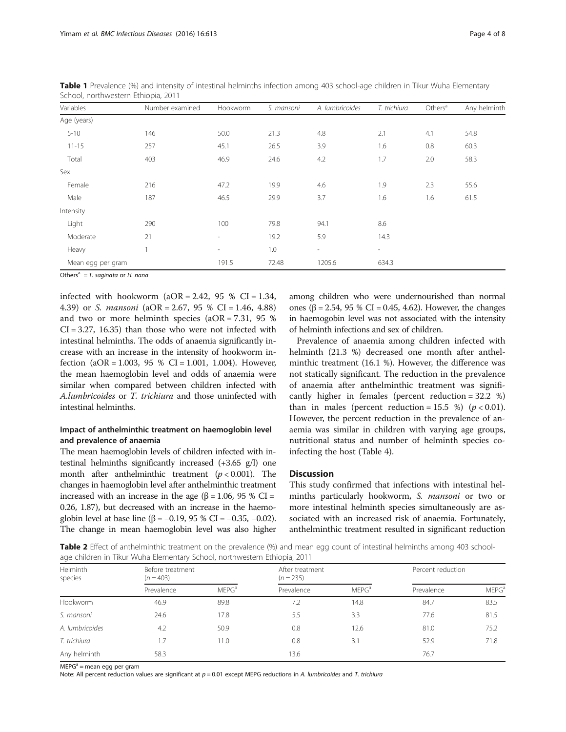**Table 1** Prevalence (%) and intensity of intestinal helminths infection among 403 school-age children in Tikur Wuha Elementary School, northwestern Ethiopia, 2011

| Variables | Number examined | Hookworm | *S. mansoni* | *A. lumbricoides* | *T. trichiura* | Others[a] | Any helminth |
|---|---|---|---|---|---|---|---|
| Age (years) | | | | | | | |
| 5-10 | 146 | 50.0 | 21.3 | 4.8 | 2.1 | 4.1 | 54.8 |
| 11-15 | 257 | 45.1 | 26.5 | 3.9 | 1.6 | 0.8 | 60.3 |
| Total | 403 | 46.9 | 24.6 | 4.2 | 1.7 | 2.0 | 58.3 |
| Sex | | | | | | | |
| Female | 216 | 47.2 | 19.9 | 4.6 | 1.9 | 2.3 | 55.6 |
| Male | 187 | 46.5 | 29.9 | 3.7 | 1.6 | 1.6 | 61.5 |
| Intensity | | | | | | | |
| Light | 290 | 100 | 79.8 | 94.1 | 8.6 | | |
| Moderate | 21 | - | 19.2 | 5.9 | 14.3 | | |
| Heavy | 1 | - | 1.0 | - | - | | |
| Mean egg per gram | | 191.5 | 72.48 | 1205.6 | 634.3 | | |

Others[a] = *T. saginata* or *H. nana*

infected with hookworm (aOR = 2.42, 95 % CI = 1.34, 4.39) or *S. mansoni* (aOR = 2.67, 95 % CI = 1.46, 4.88) and two or more helminth species (aOR = 7.31, 95 % CI = 3.27, 16.35) than those who were not infected with intestinal helminths. The odds of anaemia significantly increase with an increase in the intensity of hookworm infection (aOR = 1.003, 95 % CI = 1.001, 1.004). However, the mean haemoglobin level and odds of anaemia were similar when compared between children infected with *A.lumbricoides* or *T. trichiura* and those uninfected with intestinal helminths.

### Impact of anthelminthic treatment on haemoglobin level and prevalence of anaemia

The mean haemoglobin levels of children infected with intestinal helminths significantly increased (+3.65 g/l) one month after anthelminthic treatment ($p < 0.001$). The changes in haemoglobin level after anthelminthic treatment increased with an increase in the age (β = 1.06, 95 % CI = 0.26, 1.87), but decreased with an increase in the haemoglobin level at base line (β = −0.19, 95 % CI = −0.35, −0.02). The change in mean haemoglobin level was also higher among children who were undernourished than normal ones (β = 2.54, 95 % CI = 0.45, 4.62). However, the changes in haemogobin level was not associated with the intensity of helminth infections and sex of children.

Prevalence of anaemia among children infected with helminth (21.3 %) decreased one month after anthelminthic treatment (16.1 %). However, the difference was not statically significant. The reduction in the prevalence of anaemia after anthelminthic treatment was significantly higher in females (percent reduction = 32.2 %) than in males (percent reduction = 15.5 %) ($p < 0.01$). However, the percent reduction in the prevalence of anaemia was similar in children with varying age groups, nutritional status and number of helminth species coinfecting the host (Table 4).

## Discussion

This study confirmed that infections with intestinal helminths particularly hookworm, *S. mansoni* or two or more intestinal helminth species simultaneously are associated with an increased risk of anaemia. Fortunately, anthelminthic treatment resulted in significant reduction

**Table 2** Effect of anthelminthic treatment on the prevalence (%) and mean egg count of intestinal helminths among 403 school-age children in Tikur Wuha Elementary School, northwestern Ethiopia, 2011

| Helminth species | Before treatment ($n = 403$) | | After treatment ($n = 235$) | | Percent reduction | |
|---|---|---|---|---|---|---|
| | Prevalence | MEPG[a] | Prevalence | MEPG[a] | Prevalence | MEPG[a] |
| Hookworm | 46.9 | 89.8 | 7.2 | 14.8 | 84.7 | 83.5 |
| *S. mansoni* | 24.6 | 17.8 | 5.5 | 3.3 | 77.6 | 81.5 |
| *A. lumbricoides* | 4.2 | 50.9 | 0.8 | 12.6 | 81.0 | 75.2 |
| *T. trichiura* | 1.7 | 11.0 | 0.8 | 3.1 | 52.9 | 71.8 |
| Any helminth | 58.3 | | 13.6 | | 76.7 | |

MEPG[a] = mean egg per gram

Note: All percent reduction values are significant at $p = 0.01$ except MEPG reductions in *A. lumbricoides* and *T. trichiura*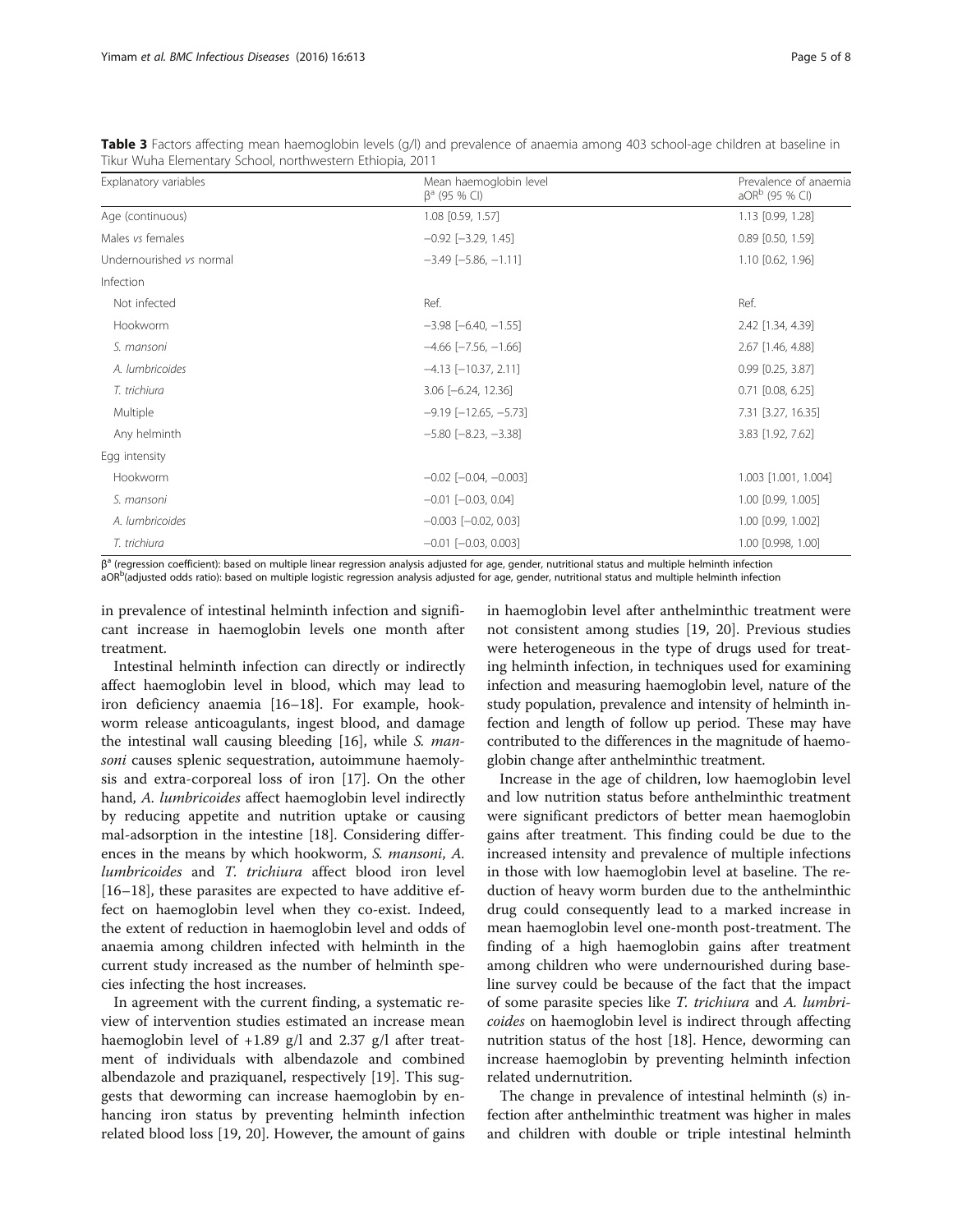**Table 3** Factors affecting mean haemoglobin levels (g/l) and prevalence of anaemia among 403 school-age children at baseline in Tikur Wuha Elementary School, northwestern Ethiopia, 2011

| Explanatory variables | Mean haemoglobin level $\beta^a$ (95 % CI) | Prevalence of anaemia aOR[b] (95 % CI) |
|---|---|---|
| Age (continuous) | 1.08 [0.59, 1.57] | 1.13 [0.99, 1.28] |
| Males *vs* females | −0.92 [−3.29, 1.45] | 0.89 [0.50, 1.59] |
| Undernourished *vs* normal | −3.49 [−5.86, −1.11] | 1.10 [0.62, 1.96] |
| Infection | | |
| Not infected | Ref. | Ref. |
| Hookworm | −3.98 [−6.40, −1.55] | 2.42 [1.34, 4.39] |
| *S. mansoni* | −4.66 [−7.56, −1.66] | 2.67 [1.46, 4.88] |
| *A. lumbricoides* | −4.13 [−10.37, 2.11] | 0.99 [0.25, 3.87] |
| *T. trichiura* | 3.06 [−6.24, 12.36] | 0.71 [0.08, 6.25] |
| Multiple | −9.19 [−12.65, −5.73] | 7.31 [3.27, 16.35] |
| Any helminth | −5.80 [−8.23, −3.38] | 3.83 [1.92, 7.62] |
| Egg intensity | | |
| Hookworm | −0.02 [−0.04, −0.003] | 1.003 [1.001, 1.004] |
| *S. mansoni* | −0.01 [−0.03, 0.04] | 1.00 [0.99, 1.005] |
| *A. lumbricoides* | −0.003 [−0.02, 0.03] | 1.00 [0.99, 1.002] |
| *T. trichiura* | −0.01 [−0.03, 0.003] | 1.00 [0.998, 1.00] |

$\beta^a$ (regression coefficient): based on multiple linear regression analysis adjusted for age, gender, nutritional status and multiple helminth infection
aOR[b](adjusted odds ratio): based on multiple logistic regression analysis adjusted for age, gender, nutritional status and multiple helminth infection

in prevalence of intestinal helminth infection and significant increase in haemoglobin levels one month after treatment.

Intestinal helminth infection can directly or indirectly affect haemoglobin level in blood, which may lead to iron deficiency anaemia [16–18]. For example, hookworm release anticoagulants, ingest blood, and damage the intestinal wall causing bleeding [16], while *S. mansoni* causes splenic sequestration, autoimmune haemolysis and extra-corporeal loss of iron [17]. On the other hand, *A. lumbricoides* affect haemoglobin level indirectly by reducing appetite and nutrition uptake or causing mal-adsorption in the intestine [18]. Considering differences in the means by which hookworm, *S. mansoni*, *A. lumbricoides* and *T. trichiura* affect blood iron level [16–18], these parasites are expected to have additive effect on haemoglobin level when they co-exist. Indeed, the extent of reduction in haemoglobin level and odds of anaemia among children infected with helminth in the current study increased as the number of helminth species infecting the host increases.

In agreement with the current finding, a systematic review of intervention studies estimated an increase mean haemoglobin level of +1.89 g/l and 2.37 g/l after treatment of individuals with albendazole and combined albendazole and praziquanel, respectively [19]. This suggests that deworming can increase haemoglobin by enhancing iron status by preventing helminth infection related blood loss [19, 20]. However, the amount of gains in haemoglobin level after anthelminthic treatment were not consistent among studies [19, 20]. Previous studies were heterogeneous in the type of drugs used for treating helminth infection, in techniques used for examining infection and measuring haemoglobin level, nature of the study population, prevalence and intensity of helminth infection and length of follow up period. These may have contributed to the differences in the magnitude of haemoglobin change after anthelminthic treatment.

Increase in the age of children, low haemoglobin level and low nutrition status before anthelminthic treatment were significant predictors of better mean haemoglobin gains after treatment. This finding could be due to the increased intensity and prevalence of multiple infections in those with low haemoglobin level at baseline. The reduction of heavy worm burden due to the anthelminthic drug could consequently lead to a marked increase in mean haemoglobin level one-month post-treatment. The finding of a high haemoglobin gains after treatment among children who were undernourished during baseline survey could be because of the fact that the impact of some parasite species like *T. trichiura* and *A. lumbricoides* on haemoglobin level is indirect through affecting nutrition status of the host [18]. Hence, deworming can increase haemoglobin by preventing helminth infection related undernutrition.

The change in prevalence of intestinal helminth (s) infection after anthelminthic treatment was higher in males and children with double or triple intestinal helminth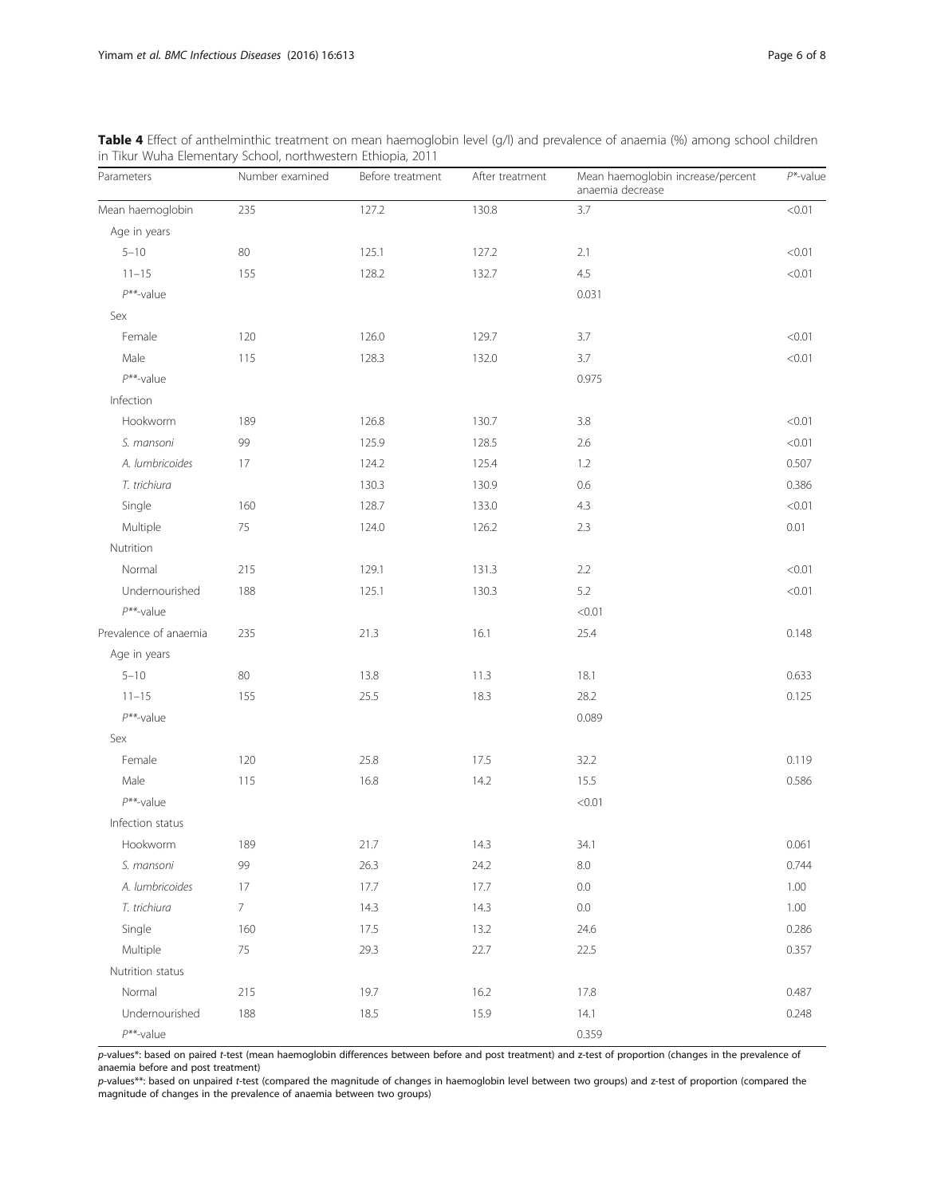**Table 4** Effect of anthelminthic treatment on mean haemoglobin level (g/l) and prevalence of anaemia (%) among school children in Tikur Wuha Elementary School, northwestern Ethiopia, 2011

| Parameters | Number examined | Before treatment | After treatment | Mean haemoglobin increase/percent anaemia decrease | $P$*-value |
|---|---|---|---|---|---|
| Mean haemoglobin | 235 | 127.2 | 130.8 | 3.7 | <0.01 |
| Age in years | | | | | |
| 5–10 | 80 | 125.1 | 127.2 | 2.1 | <0.01 |
| 11–15 | 155 | 128.2 | 132.7 | 4.5 | <0.01 |
| $P$**-value | | | | 0.031 | |
| Sex | | | | | |
| Female | 120 | 126.0 | 129.7 | 3.7 | <0.01 |
| Male | 115 | 128.3 | 132.0 | 3.7 | <0.01 |
| $P$**-value | | | | 0.975 | |
| Infection | | | | | |
| Hookworm | 189 | 126.8 | 130.7 | 3.8 | <0.01 |
| *S. mansoni* | 99 | 125.9 | 128.5 | 2.6 | <0.01 |
| *A. lumbricoides* | 17 | 124.2 | 125.4 | 1.2 | 0.507 |
| *T. trichiura* | | 130.3 | 130.9 | 0.6 | 0.386 |
| Single | 160 | 128.7 | 133.0 | 4.3 | <0.01 |
| Multiple | 75 | 124.0 | 126.2 | 2.3 | 0.01 |
| Nutrition | | | | | |
| Normal | 215 | 129.1 | 131.3 | 2.2 | <0.01 |
| Undernourished | 188 | 125.1 | 130.3 | 5.2 | <0.01 |
| $P$**-value | | | | <0.01 | |
| Prevalence of anaemia | 235 | 21.3 | 16.1 | 25.4 | 0.148 |
| Age in years | | | | | |
| 5–10 | 80 | 13.8 | 11.3 | 18.1 | 0.633 |
| 11–15 | 155 | 25.5 | 18.3 | 28.2 | 0.125 |
| $P$**-value | | | | 0.089 | |
| Sex | | | | | |
| Female | 120 | 25.8 | 17.5 | 32.2 | 0.119 |
| Male | 115 | 16.8 | 14.2 | 15.5 | 0.586 |
| $P$**-value | | | | <0.01 | |
| Infection status | | | | | |
| Hookworm | 189 | 21.7 | 14.3 | 34.1 | 0.061 |
| *S. mansoni* | 99 | 26.3 | 24.2 | 8.0 | 0.744 |
| *A. lumbricoides* | 17 | 17.7 | 17.7 | 0.0 | 1.00 |
| *T. trichiura* | 7 | 14.3 | 14.3 | 0.0 | 1.00 |
| Single | 160 | 17.5 | 13.2 | 24.6 | 0.286 |
| Multiple | 75 | 29.3 | 22.7 | 22.5 | 0.357 |
| Nutrition status | | | | | |
| Normal | 215 | 19.7 | 16.2 | 17.8 | 0.487 |
| Undernourished | 188 | 18.5 | 15.9 | 14.1 | 0.248 |
| $P$**-value | | | | 0.359 | |

*p*-values*: based on paired *t*-test (mean haemoglobin differences between before and post treatment) and z-test of proportion (changes in the prevalence of anaemia before and post treatment)

*p*-values**: based on unpaired *t*-test (compared the magnitude of changes in haemoglobin level between two groups) and z-test of proportion (compared the magnitude of changes in the prevalence of anaemia between two groups)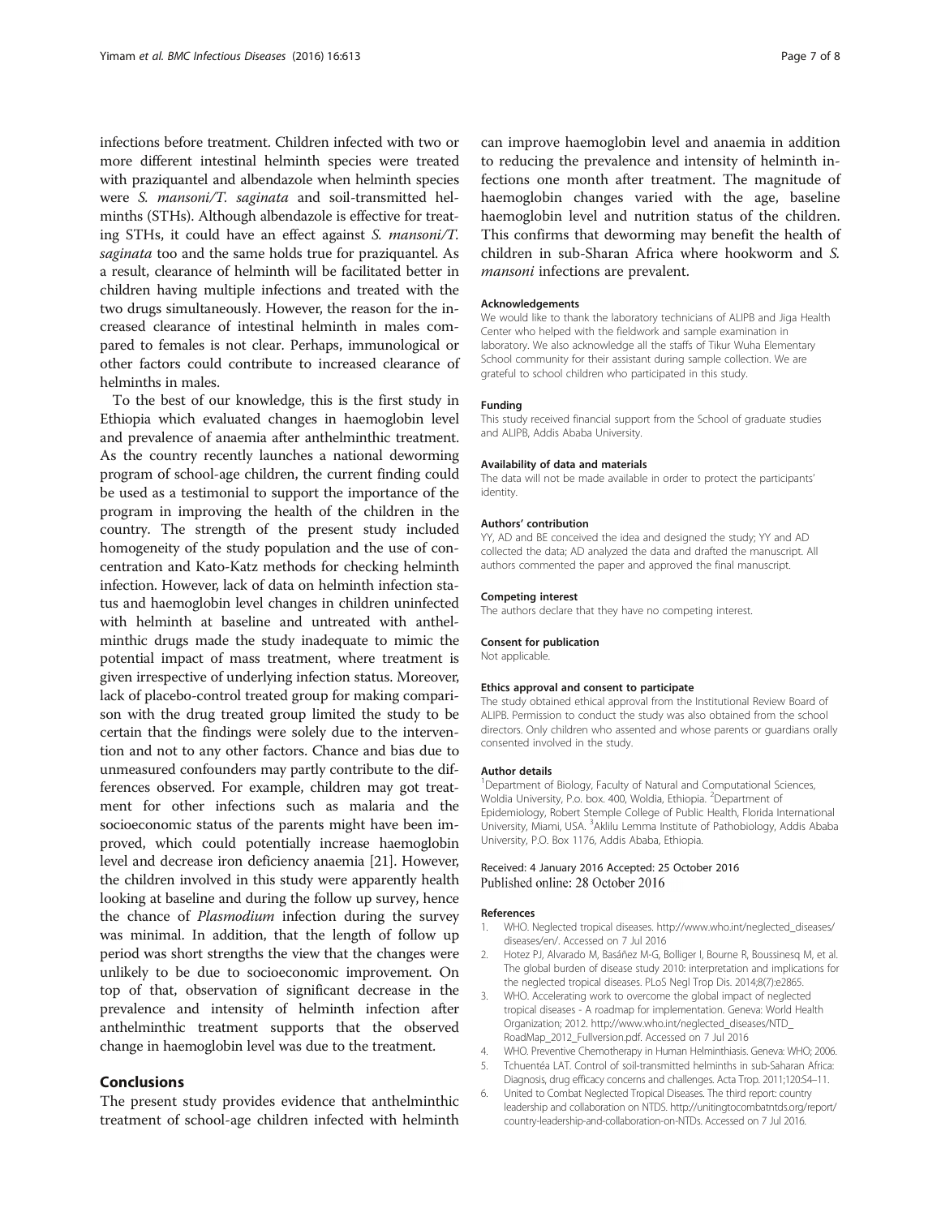infections before treatment. Children infected with two or more different intestinal helminth species were treated with praziquantel and albendazole when helminth species were *S. mansoni/T. saginata* and soil-transmitted helminths (STHs). Although albendazole is effective for treating STHs, it could have an effect against *S. mansoni/T. saginata* too and the same holds true for praziquantel. As a result, clearance of helminth will be facilitated better in children having multiple infections and treated with the two drugs simultaneously. However, the reason for the increased clearance of intestinal helminth in males compared to females is not clear. Perhaps, immunological or other factors could contribute to increased clearance of helminths in males.

To the best of our knowledge, this is the first study in Ethiopia which evaluated changes in haemoglobin level and prevalence of anaemia after anthelminthic treatment. As the country recently launches a national deworming program of school-age children, the current finding could be used as a testimonial to support the importance of the program in improving the health of the children in the country. The strength of the present study included homogeneity of the study population and the use of concentration and Kato-Katz methods for checking helminth infection. However, lack of data on helminth infection status and haemoglobin level changes in children uninfected with helminth at baseline and untreated with anthelminthic drugs made the study inadequate to mimic the potential impact of mass treatment, where treatment is given irrespective of underlying infection status. Moreover, lack of placebo-control treated group for making comparison with the drug treated group limited the study to be certain that the findings were solely due to the intervention and not to any other factors. Chance and bias due to unmeasured confounders may partly contribute to the differences observed. For example, children may got treatment for other infections such as malaria and the socioeconomic status of the parents might have been improved, which could potentially increase haemoglobin level and decrease iron deficiency anaemia [21]. However, the children involved in this study were apparently health looking at baseline and during the follow up survey, hence the chance of *Plasmodium* infection during the survey was minimal. In addition, that the length of follow up period was short strengths the view that the changes were unlikely to be due to socioeconomic improvement. On top of that, observation of significant decrease in the prevalence and intensity of helminth infection after anthelminthic treatment supports that the observed change in haemoglobin level was due to the treatment.

## Conclusions

The present study provides evidence that anthelminthic treatment of school-age children infected with helminth can improve haemoglobin level and anaemia in addition to reducing the prevalence and intensity of helminth infections one month after treatment. The magnitude of haemoglobin changes varied with the age, baseline haemoglobin level and nutrition status of the children. This confirms that deworming may benefit the health of children in sub-Sharan Africa where hookworm and *S. mansoni* infections are prevalent.

#### Acknowledgements

We would like to thank the laboratory technicians of ALIPB and Jiga Health Center who helped with the fieldwork and sample examination in laboratory. We also acknowledge all the staffs of Tikur Wuha Elementary School community for their assistant during sample collection. We are grateful to school children who participated in this study.

#### Funding

This study received financial support from the School of graduate studies and ALIPB, Addis Ababa University.

#### Availability of data and materials

The data will not be made available in order to protect the participants' identity.

#### Authors' contribution

YY, AD and BE conceived the idea and designed the study; YY and AD collected the data; AD analyzed the data and drafted the manuscript. All authors commented the paper and approved the final manuscript.

#### Competing interest

The authors declare that they have no competing interest.

#### Consent for publication

Not applicable.

#### Ethics approval and consent to participate

The study obtained ethical approval from the Institutional Review Board of ALIPB. Permission to conduct the study was also obtained from the school directors. Only children who assented and whose parents or guardians orally consented involved in the study.

#### Author details

[1]Department of Biology, Faculty of Natural and Computational Sciences, Woldia University, P.o. box. 400, Woldia, Ethiopia. [2]Department of Epidemiology, Robert Stemple College of Public Health, Florida International University, Miami, USA. [3]Aklilu Lemma Institute of Pathobiology, Addis Ababa University, P.O. Box 1176, Addis Ababa, Ethiopia.

Received: 4 January 2016 Accepted: 25 October 2016
Published online: 28 October 2016

#### References

1. WHO. Neglected tropical diseases. http://www.who.int/neglected_diseases/diseases/en/. Accessed on 7 Jul 2016
2. Hotez PJ, Alvarado M, Basáñez M-G, Bolliger I, Bourne R, Boussinesq M, et al. The global burden of disease study 2010: interpretation and implications for the neglected tropical diseases. PLoS Negl Trop Dis. 2014;8(7):e2865.
3. WHO. Accelerating work to overcome the global impact of neglected tropical diseases - A roadmap for implementation. Geneva: World Health Organization; 2012. http://www.who.int/neglected_diseases/NTD_RoadMap_2012_Fullversion.pdf. Accessed on 7 Jul 2016
4. WHO. Preventive Chemotherapy in Human Helminthiasis. Geneva: WHO; 2006.
5. Tchuentéa LAT. Control of soil-transmitted helminths in sub-Saharan Africa: Diagnosis, drug efficacy concerns and challenges. Acta Trop. 2011;120:S4–11.
6. United to Combat Neglected Tropical Diseases. The third report: country leadership and collaboration on NTDS. http://unitingtocombatntds.org/report/country-leadership-and-collaboration-on-NTDs. Accessed on 7 Jul 2016.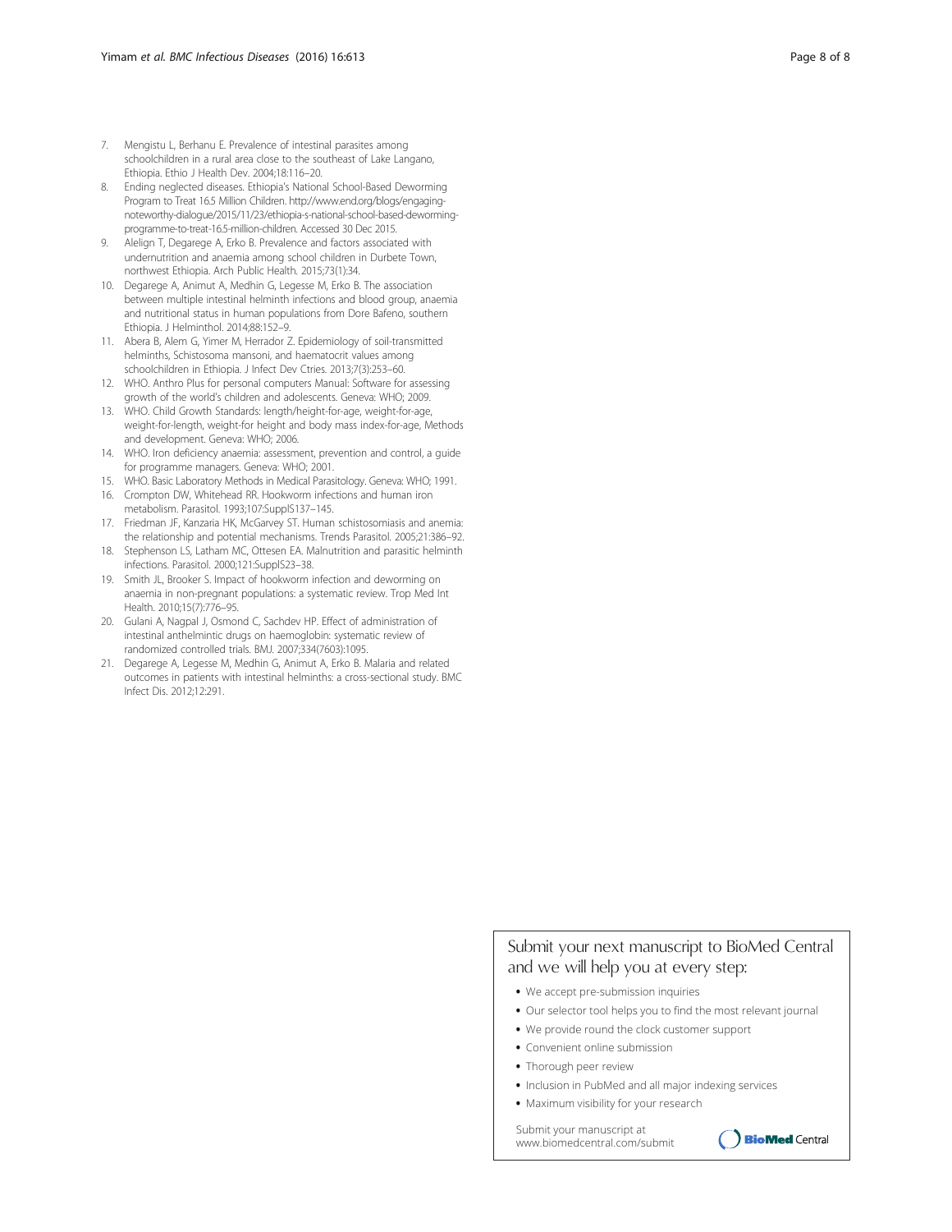7. Mengistu L, Berhanu E. Prevalence of intestinal parasites among schoolchildren in a rural area close to the southeast of Lake Langano, Ethiopia. Ethio J Health Dev. 2004;18:116–20.
8. Ending neglected diseases. Ethiopia's National School-Based Deworming Program to Treat 16.5 Million Children. http://www.end.org/blogs/engaging-noteworthy-dialogue/2015/11/23/ethiopia-s-national-school-based-deworming-programme-to-treat-16.5-million-children. Accessed 30 Dec 2015.
9. Alelign T, Degarege A, Erko B. Prevalence and factors associated with undernutrition and anaemia among school children in Durbete Town, northwest Ethiopia. Arch Public Health. 2015;73(1):34.
10. Degarege A, Animut A, Medhin G, Legesse M, Erko B. The association between multiple intestinal helminth infections and blood group, anaemia and nutritional status in human populations from Dore Bafeno, southern Ethiopia. J Helminthol. 2014;88:152–9.
11. Abera B, Alem G, Yimer M, Herrador Z. Epidemiology of soil-transmitted helminths, Schistosoma mansoni, and haematocrit values among schoolchildren in Ethiopia. J Infect Dev Ctries. 2013;7(3):253–60.
12. WHO. Anthro Plus for personal computers Manual: Software for assessing growth of the world's children and adolescents. Geneva: WHO; 2009.
13. WHO. Child Growth Standards: length/height-for-age, weight-for-age, weight-for-length, weight-for height and body mass index-for-age, Methods and development. Geneva: WHO; 2006.
14. WHO. Iron deficiency anaemia: assessment, prevention and control, a guide for programme managers. Geneva: WHO; 2001.
15. WHO. Basic Laboratory Methods in Medical Parasitology. Geneva: WHO; 1991.
16. Crompton DW, Whitehead RR. Hookworm infections and human iron metabolism. Parasitol. 1993;107:SupplS137–145.
17. Friedman JF, Kanzaria HK, McGarvey ST. Human schistosomiasis and anemia: the relationship and potential mechanisms. Trends Parasitol. 2005;21:386–92.
18. Stephenson LS, Latham MC, Ottesen EA. Malnutrition and parasitic helminth infections. Parasitol. 2000;121:SupplS23–38.
19. Smith JL, Brooker S. Impact of hookworm infection and deworming on anaemia in non-pregnant populations: a systematic review. Trop Med Int Health. 2010;15(7):776–95.
20. Gulani A, Nagpal J, Osmond C, Sachdev HP. Effect of administration of intestinal anthelmintic drugs on haemoglobin: systematic review of randomized controlled trials. BMJ. 2007;334(7603):1095.
21. Degarege A, Legesse M, Medhin G, Animut A, Erko B. Malaria and related outcomes in patients with intestinal helminths: a cross-sectional study. BMC Infect Dis. 2012;12:291.

Submit your next manuscript to BioMed Central and we will help you at every step:

- We accept pre-submission inquiries
- Our selector tool helps you to find the most relevant journal
- We provide round the clock customer support
- Convenient online submission
- Thorough peer review
- Inclusion in PubMed and all major indexing services
- Maximum visibility for your research

Submit your manuscript at
www.biomedcentral.com/submit

BioMed Central